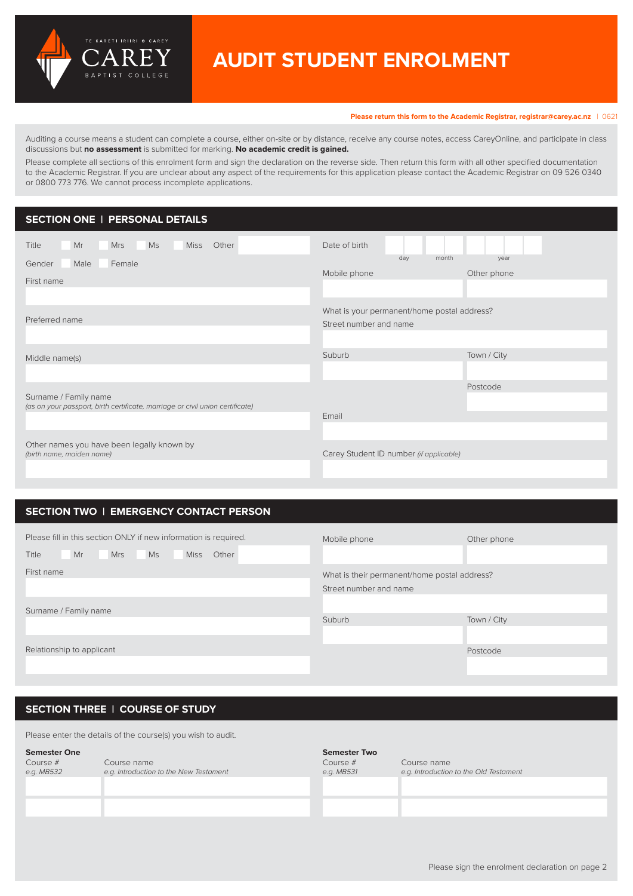TE KARETI IRIIRI O CAREY

CAREY

BAPTIST COLLEGE

# AUDIT STUDENT ENROLMENT

**Please return this form to the Academic Registrar, registrar@carey.ac.nz** | 0621

Auditing a course means a student can complete a course, either on-site or by distance, receive any course notes, access CareyOnline, and participate in class discussions but **no assessment** is submitted for marking. **No academic credit is gained.**

Please complete all sections of this enrolment form and sign the declaration on the reverse side. Then return this form with all other specified documentation to the Academic Registrar. If you are unclear about any aspect of the requirements for this application please contact the Academic Registrar on 09 526 0340 or 0800 773 776. We cannot process incomplete applications.

## SECTION ONE | PERSONAL DETAILS

Title ☐ Mr ☐ Mrs ☐ Ms ☐ Miss Other

Gender ☐ Male ☐ Female

First name

Preferred name

Middle name(s)

Surname / Family name
*(as on your passport, birth certificate, marriage or civil union certificate)*

Other names you have been legally known by
*(birth name, maiden name)*

Date of birth (day / month / year)

Mobile phone

Other phone

What is your permanent/home postal address?

Street number and name

Suburb

Town / City

Postcode

Email

Carey Student ID number *(if applicable)*

## SECTION TWO | EMERGENCY CONTACT PERSON

Please fill in this section ONLY if new information is required.

Title ☐ Mr ☐ Mrs ☐ Ms ☐ Miss Other

First name

Surname / Family name

Relationship to applicant

Mobile phone

Other phone

What is their permanent/home postal address?

Street number and name

Suburb

Town / City

Postcode

## SECTION THREE | COURSE OF STUDY

Please enter the details of the course(s) you wish to audit.

**Semester One**

| Course # *e.g. MB532* | Course name *e.g. Introduction to the New Testament* |
|---|---|
| | |
| | |

**Semester Two**

| Course # *e.g. MB531* | Course name *e.g. Introduction to the Old Testament* |
|---|---|
| | |
| | |

Please sign the enrolment declaration on page 2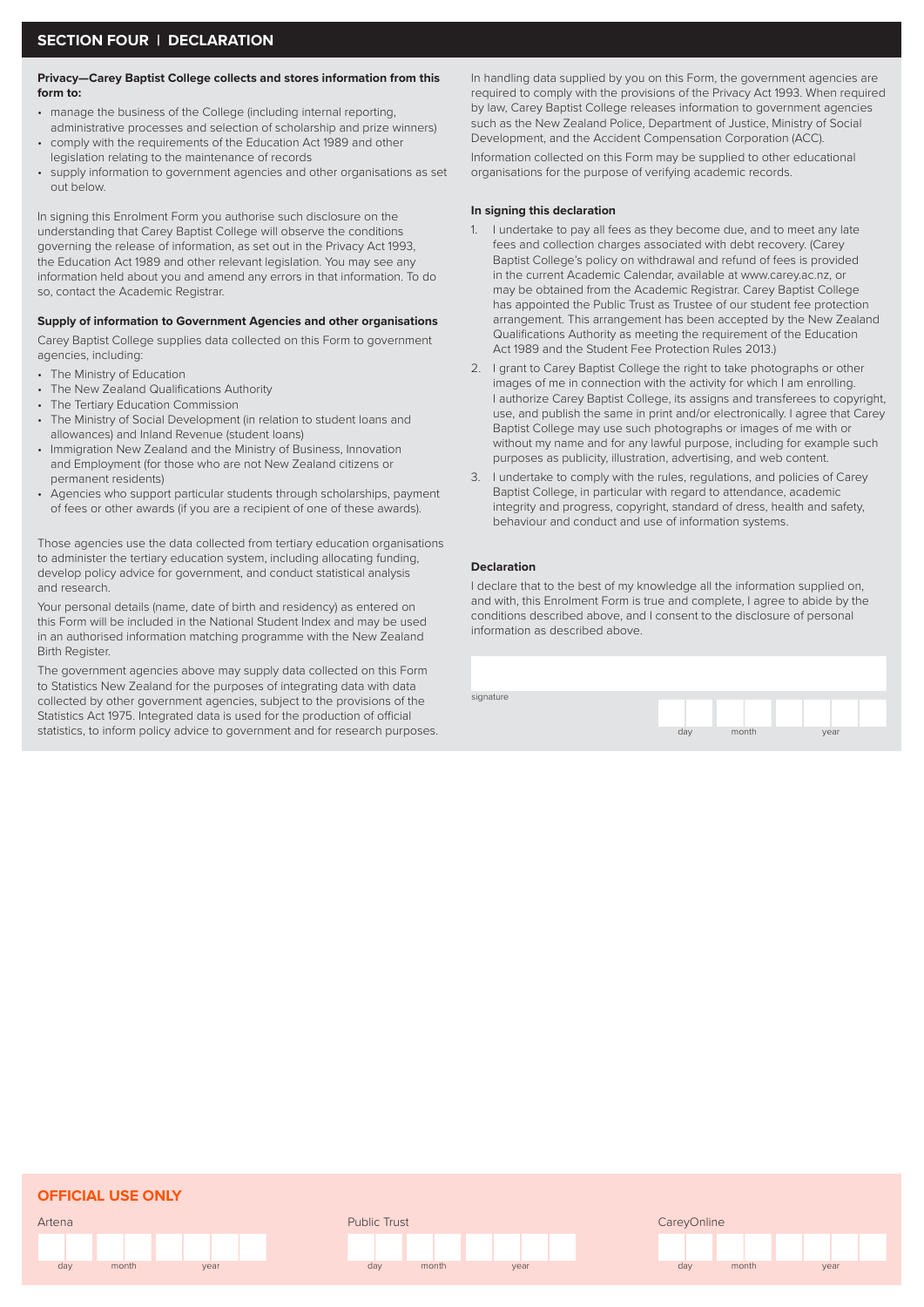## SECTION FOUR | DECLARATION

**Privacy—Carey Baptist College collects and stores information from this form to:**

- manage the business of the College (including internal reporting, administrative processes and selection of scholarship and prize winners)
- comply with the requirements of the Education Act 1989 and other legislation relating to the maintenance of records
- supply information to government agencies and other organisations as set out below.

In signing this Enrolment Form you authorise such disclosure on the understanding that Carey Baptist College will observe the conditions governing the release of information, as set out in the Privacy Act 1993, the Education Act 1989 and other relevant legislation. You may see any information held about you and amend any errors in that information. To do so, contact the Academic Registrar.

**Supply of information to Government Agencies and other organisations**

Carey Baptist College supplies data collected on this Form to government agencies, including:

- The Ministry of Education
- The New Zealand Qualifications Authority
- The Tertiary Education Commission
- The Ministry of Social Development (in relation to student loans and allowances) and Inland Revenue (student loans)
- Immigration New Zealand and the Ministry of Business, Innovation and Employment (for those who are not New Zealand citizens or permanent residents)
- Agencies who support particular students through scholarships, payment of fees or other awards (if you are a recipient of one of these awards).

Those agencies use the data collected from tertiary education organisations to administer the tertiary education system, including allocating funding, develop policy advice for government, and conduct statistical analysis and research.

Your personal details (name, date of birth and residency) as entered on this Form will be included in the National Student Index and may be used in an authorised information matching programme with the New Zealand Birth Register.

The government agencies above may supply data collected on this Form to Statistics New Zealand for the purposes of integrating data with data collected by other government agencies, subject to the provisions of the Statistics Act 1975. Integrated data is used for the production of official statistics, to inform policy advice to government and for research purposes.

In handling data supplied by you on this Form, the government agencies are required to comply with the provisions of the Privacy Act 1993. When required by law, Carey Baptist College releases information to government agencies such as the New Zealand Police, Department of Justice, Ministry of Social Development, and the Accident Compensation Corporation (ACC).

Information collected on this Form may be supplied to other educational organisations for the purpose of verifying academic records.

**In signing this declaration**

1. I undertake to pay all fees as they become due, and to meet any late fees and collection charges associated with debt recovery. (Carey Baptist College's policy on withdrawal and refund of fees is provided in the current Academic Calendar, available at www.carey.ac.nz, or may be obtained from the Academic Registrar. Carey Baptist College has appointed the Public Trust as Trustee of our student fee protection arrangement. This arrangement has been accepted by the New Zealand Qualifications Authority as meeting the requirement of the Education Act 1989 and the Student Fee Protection Rules 2013.)
2. I grant to Carey Baptist College the right to take photographs or other images of me in connection with the activity for which I am enrolling. I authorize Carey Baptist College, its assigns and transferees to copyright, use, and publish the same in print and/or electronically. I agree that Carey Baptist College may use such photographs or images of me with or without my name and for any lawful purpose, including for example such purposes as publicity, illustration, advertising, and web content.
3. I undertake to comply with the rules, regulations, and policies of Carey Baptist College, in particular with regard to attendance, academic integrity and progress, copyright, standard of dress, health and safety, behaviour and conduct and use of information systems.

**Declaration**

I declare that to the best of my knowledge all the information supplied on, and with, this Enrolment Form is true and complete, I agree to abide by the conditions described above, and I consent to the disclosure of personal information as described above.

signature

day month year

## OFFICIAL USE ONLY

Artena

day month year

Public Trust

day month year

CareyOnline

day month year